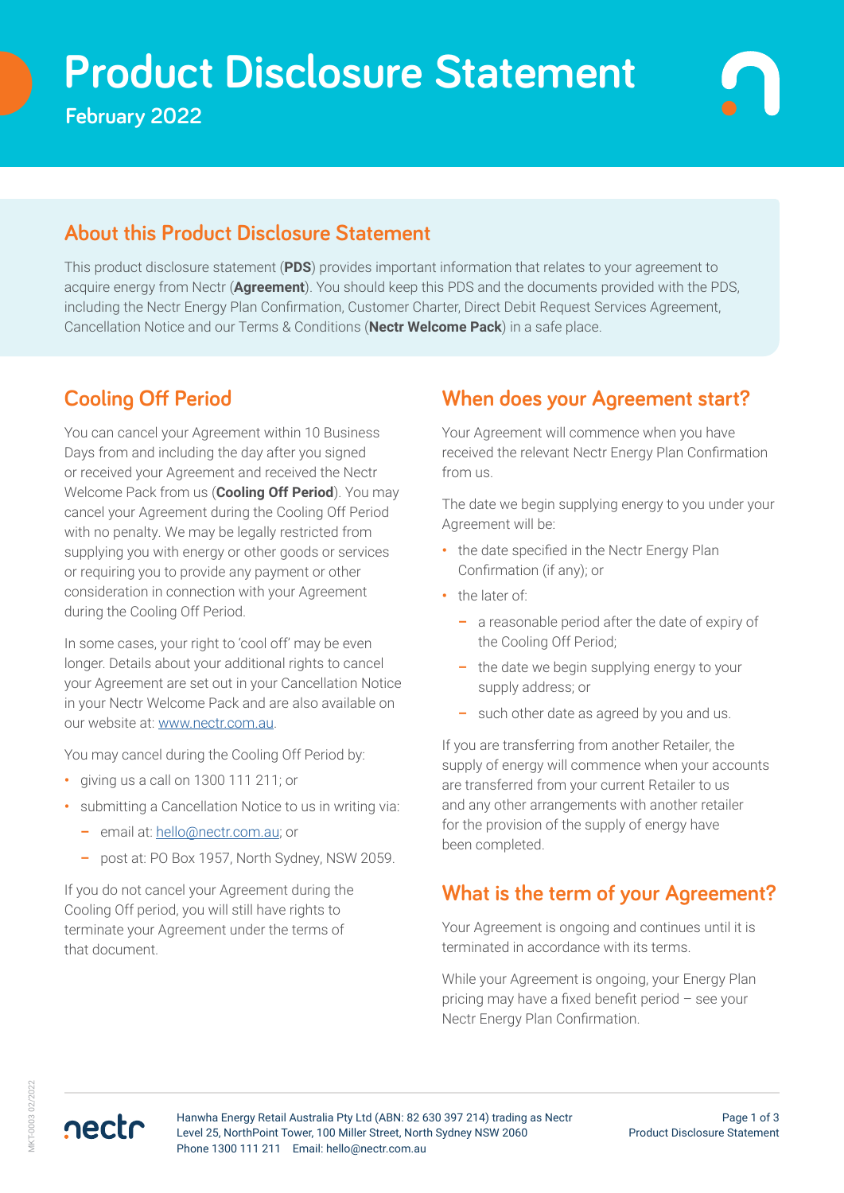# Product Disclosure Statement

**February 2022**

## About this Product Disclosure Statement

This product disclosure statement (**PDS**) provides important information that relates to your agreement to acquire energy from Nectr (**Agreement**). You should keep this PDS and the documents provided with the PDS, including the Nectr Energy Plan Confirmation, Customer Charter, Direct Debit Request Services Agreement, Cancellation Notice and our Terms & Conditions (**Nectr Welcome Pack**) in a safe place.

## Cooling Off Period

You can cancel your Agreement within 10 Business Days from and including the day after you signed or received your Agreement and received the Nectr Welcome Pack from us (**Cooling Off Period**). You may cancel your Agreement during the Cooling Off Period with no penalty. We may be legally restricted from supplying you with energy or other goods or services or requiring you to provide any payment or other consideration in connection with your Agreement during the Cooling Off Period.

In some cases, your right to 'cool off' may be even longer. Details about your additional rights to cancel your Agreement are set out in your Cancellation Notice in your Nectr Welcome Pack and are also available on our website at: www.nectr.com.au.

You may cancel during the Cooling Off Period by:

- giving us a call on 1300 111 211; or
- submitting a Cancellation Notice to us in writing via:
  - email at: hello@nectr.com.au; or
  - post at: PO Box 1957, North Sydney, NSW 2059.

If you do not cancel your Agreement during the Cooling Off period, you will still have rights to terminate your Agreement under the terms of that document.

## When does your Agreement start?

Your Agreement will commence when you have received the relevant Nectr Energy Plan Confirmation from us.

The date we begin supplying energy to you under your Agreement will be:

- the date specified in the Nectr Energy Plan Confirmation (if any); or
- the later of:
  - a reasonable period after the date of expiry of the Cooling Off Period;
  - the date we begin supplying energy to your supply address; or
  - such other date as agreed by you and us.

If you are transferring from another Retailer, the supply of energy will commence when your accounts are transferred from your current Retailer to us and any other arrangements with another retailer for the provision of the supply of energy have been completed.

## What is the term of your Agreement?

Your Agreement is ongoing and continues until it is terminated in accordance with its terms.

While your Agreement is ongoing, your Energy Plan pricing may have a fixed benefit period – see your Nectr Energy Plan Confirmation.

Hanwha Energy Retail Australia Pty Ltd (ABN: 82 630 397 214) trading as Nectr
Level 25, NorthPoint Tower, 100 Miller Street, North Sydney NSW 2060
Phone 1300 111 211 Email: hello@nectr.com.au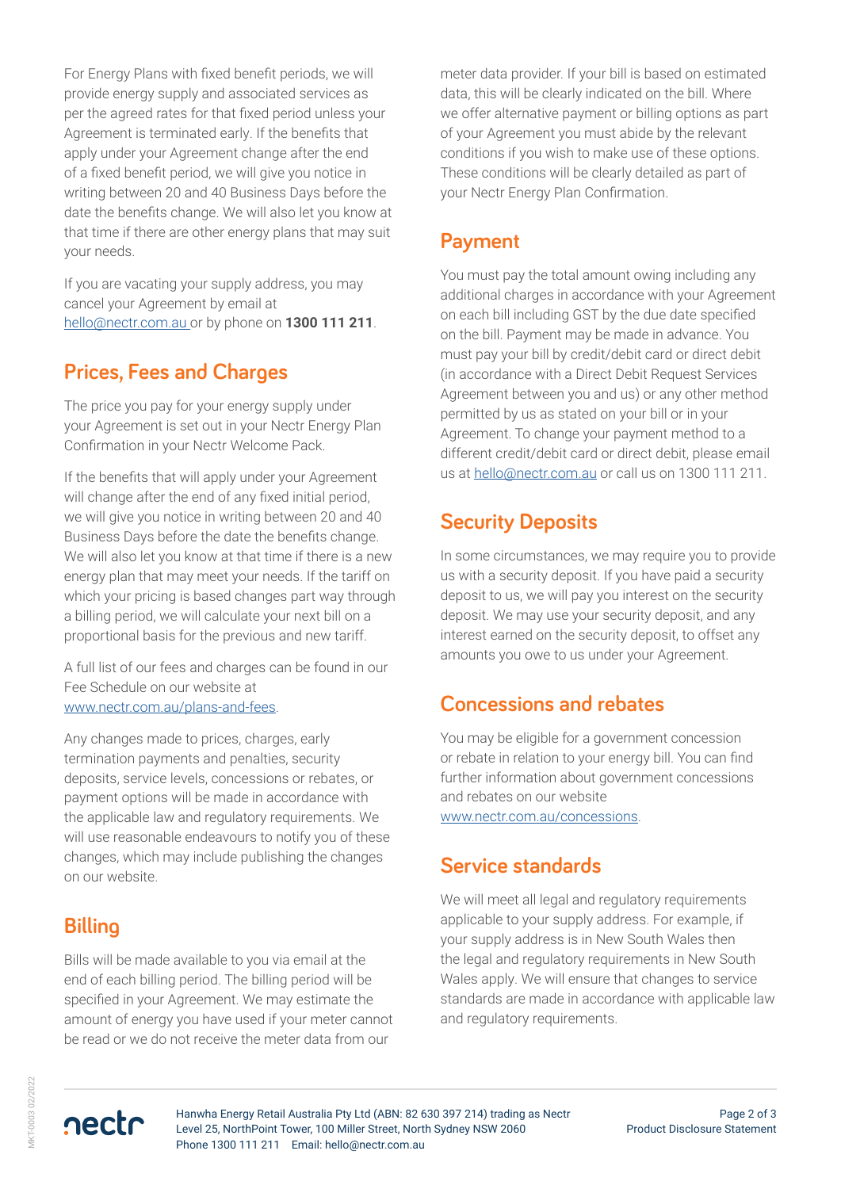For Energy Plans with fixed benefit periods, we will provide energy supply and associated services as per the agreed rates for that fixed period unless your Agreement is terminated early. If the benefits that apply under your Agreement change after the end of a fixed benefit period, we will give you notice in writing between 20 and 40 Business Days before the date the benefits change. We will also let you know at that time if there are other energy plans that may suit your needs.

If you are vacating your supply address, you may cancel your Agreement by email at hello@nectr.com.au or by phone on **1300 111 211**.

## Prices, Fees and Charges

The price you pay for your energy supply under your Agreement is set out in your Nectr Energy Plan Confirmation in your Nectr Welcome Pack.

If the benefits that will apply under your Agreement will change after the end of any fixed initial period, we will give you notice in writing between 20 and 40 Business Days before the date the benefits change. We will also let you know at that time if there is a new energy plan that may meet your needs. If the tariff on which your pricing is based changes part way through a billing period, we will calculate your next bill on a proportional basis for the previous and new tariff.

A full list of our fees and charges can be found in our Fee Schedule on our website at www.nectr.com.au/plans-and-fees.

Any changes made to prices, charges, early termination payments and penalties, security deposits, service levels, concessions or rebates, or payment options will be made in accordance with the applicable law and regulatory requirements. We will use reasonable endeavours to notify you of these changes, which may include publishing the changes on our website.

## Billing

Bills will be made available to you via email at the end of each billing period. The billing period will be specified in your Agreement. We may estimate the amount of energy you have used if your meter cannot be read or we do not receive the meter data from our meter data provider. If your bill is based on estimated data, this will be clearly indicated on the bill. Where we offer alternative payment or billing options as part of your Agreement you must abide by the relevant conditions if you wish to make use of these options. These conditions will be clearly detailed as part of your Nectr Energy Plan Confirmation.

## Payment

You must pay the total amount owing including any additional charges in accordance with your Agreement on each bill including GST by the due date specified on the bill. Payment may be made in advance. You must pay your bill by credit/debit card or direct debit (in accordance with a Direct Debit Request Services Agreement between you and us) or any other method permitted by us as stated on your bill or in your Agreement. To change your payment method to a different credit/debit card or direct debit, please email us at hello@nectr.com.au or call us on 1300 111 211.

## Security Deposits

In some circumstances, we may require you to provide us with a security deposit. If you have paid a security deposit to us, we will pay you interest on the security deposit. We may use your security deposit, and any interest earned on the security deposit, to offset any amounts you owe to us under your Agreement.

## Concessions and rebates

You may be eligible for a government concession or rebate in relation to your energy bill. You can find further information about government concessions and rebates on our website www.nectr.com.au/concessions.

## Service standards

We will meet all legal and regulatory requirements applicable to your supply address. For example, if your supply address is in New South Wales then the legal and regulatory requirements in New South Wales apply. We will ensure that changes to service standards are made in accordance with applicable law and regulatory requirements.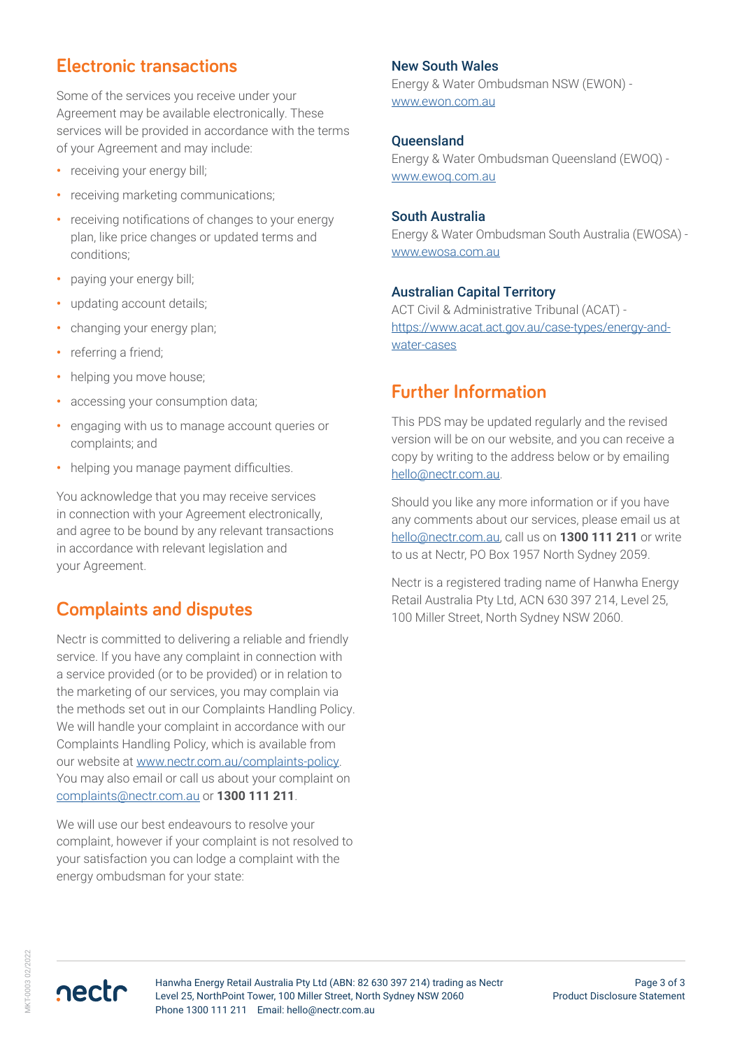## Electronic transactions

Some of the services you receive under your Agreement may be available electronically. These services will be provided in accordance with the terms of your Agreement and may include:

- receiving your energy bill;
- receiving marketing communications;
- receiving notifications of changes to your energy plan, like price changes or updated terms and conditions;
- paying your energy bill;
- updating account details;
- changing your energy plan;
- referring a friend;
- helping you move house;
- accessing your consumption data;
- engaging with us to manage account queries or complaints; and
- helping you manage payment difficulties.

You acknowledge that you may receive services in connection with your Agreement electronically, and agree to be bound by any relevant transactions in accordance with relevant legislation and your Agreement.

## Complaints and disputes

Nectr is committed to delivering a reliable and friendly service. If you have any complaint in connection with a service provided (or to be provided) or in relation to the marketing of our services, you may complain via the methods set out in our Complaints Handling Policy. We will handle your complaint in accordance with our Complaints Handling Policy, which is available from our website at www.nectr.com.au/complaints-policy. You may also email or call us about your complaint on complaints@nectr.com.au or **1300 111 211**.

We will use our best endeavours to resolve your complaint, however if your complaint is not resolved to your satisfaction you can lodge a complaint with the energy ombudsman for your state:

### New South Wales

Energy & Water Ombudsman NSW (EWON) - www.ewon.com.au

### Queensland

Energy & Water Ombudsman Queensland (EWOQ) - www.ewoq.com.au

### South Australia

Energy & Water Ombudsman South Australia (EWOSA) - www.ewosa.com.au

### Australian Capital Territory

ACT Civil & Administrative Tribunal (ACAT) - https://www.acat.act.gov.au/case-types/energy-and-water-cases

## Further Information

This PDS may be updated regularly and the revised version will be on our website, and you can receive a copy by writing to the address below or by emailing hello@nectr.com.au.

Should you like any more information or if you have any comments about our services, please email us at hello@nectr.com.au, call us on **1300 111 211** or write to us at Nectr, PO Box 1957 North Sydney 2059.

Nectr is a registered trading name of Hanwha Energy Retail Australia Pty Ltd, ACN 630 397 214, Level 25, 100 Miller Street, North Sydney NSW 2060.

Hanwha Energy Retail Australia Pty Ltd (ABN: 82 630 397 214) trading as Nectr
Level 25, NorthPoint Tower, 100 Miller Street, North Sydney NSW 2060
Phone 1300 111 211 Email: hello@nectr.com.au